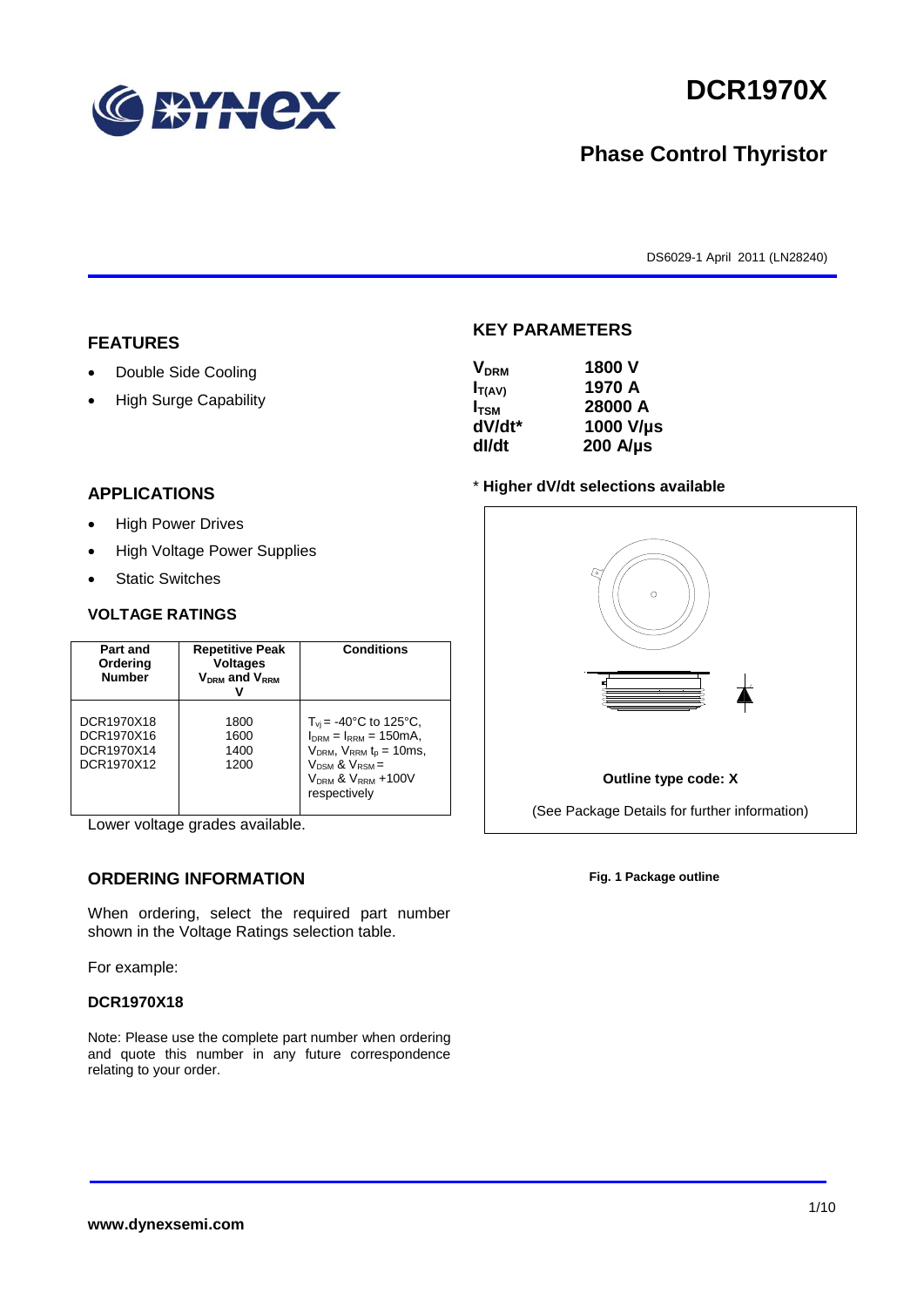# DCR1970X

## Phase Control Thyristor

DS6029-1 April 2011 (LN28240)

## FEATURES

- Double Side Cooling
- High Surge Capability

## APPLICATIONS

- High Power Drives
- High Voltage Power Supplies
- Static Switches

### VOLTAGE RATINGS

| Part and Ordering Number | Repetitive Peak Voltages $V_{DRM}$ and $V_{RRM}$ V | Conditions |
|---|---|---|
| DCR1970X18<br>DCR1970X16<br>DCR1970X14<br>DCR1970X12 | 1800<br>1600<br>1400<br>1200 | $T_{vj}$ = -40°C to 125°C, $I_{DRM}$ = $I_{RRM}$ = 150mA, $V_{DRM}$, $V_{RRM}$ $t_p$ = 10ms, $V_{DSM}$ & $V_{RSM}$ = $V_{DRM}$ & $V_{RRM}$ +100V respectively |

Lower voltage grades available.

## ORDERING INFORMATION

When ordering, select the required part number shown in the Voltage Ratings selection table.

For example:

**DCR1970X18**

Note: Please use the complete part number when ordering and quote this number in any future correspondence relating to your order.

## KEY PARAMETERS

| | |
|---|---|
| $V_{DRM}$ | 1800 V |
| $I_{T(AV)}$ | 1970 A |
| $I_{TSM}$ | 28000 A |
| dV/dt* | 1000 V/µs |
| dI/dt | 200 A/µs |

\* **Higher dV/dt selections available**

**Outline type code: X**

(See Package Details for further information)

**Fig. 1 Package outline**

**www.dynexsemi.com**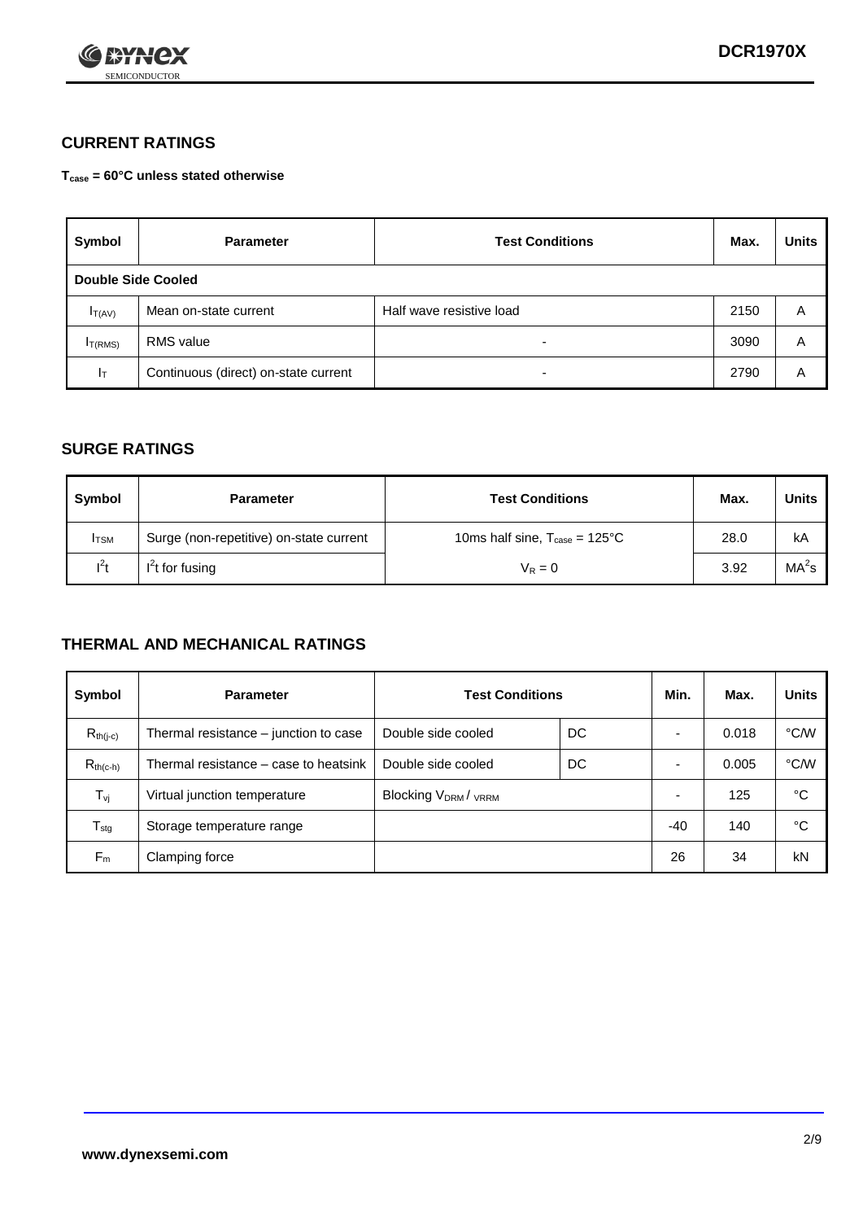## CURRENT RATINGS

**$T_{case}$ = 60°C unless stated otherwise**

| Symbol | Parameter | Test Conditions | Max. | Units |
|---|---|---|---|---|
| **Double Side Cooled** | | | | |
| $I_{T(AV)}$ | Mean on-state current | Half wave resistive load | 2150 | A |
| $I_{T(RMS)}$ | RMS value | - | 3090 | A |
| $I_T$ | Continuous (direct) on-state current | - | 2790 | A |

## SURGE RATINGS

| Symbol | Parameter | Test Conditions | Max. | Units |
|---|---|---|---|---|
| $I_{TSM}$ | Surge (non-repetitive) on-state current | 10ms half sine, $T_{case}$ = 125°C | 28.0 | kA |
| $I^2t$ | $I^2t$ for fusing | $V_R = 0$ | 3.92 | $MA^2s$ |

## THERMAL AND MECHANICAL RATINGS

| Symbol | Parameter | Test Conditions | | Min. | Max. | Units |
|---|---|---|---|---|---|---|
| $R_{th(j-c)}$ | Thermal resistance – junction to case | Double side cooled | DC | - | 0.018 | °C/W |
| $R_{th(c-h)}$ | Thermal resistance – case to heatsink | Double side cooled | DC | - | 0.005 | °C/W |
| $T_{vj}$ | Virtual junction temperature | Blocking $V_{DRM}$ / $V_{RRM}$ | | - | 125 | °C |
| $T_{stg}$ | Storage temperature range | | | -40 | 140 | °C |
| $F_m$ | Clamping force | | | 26 | 34 | kN |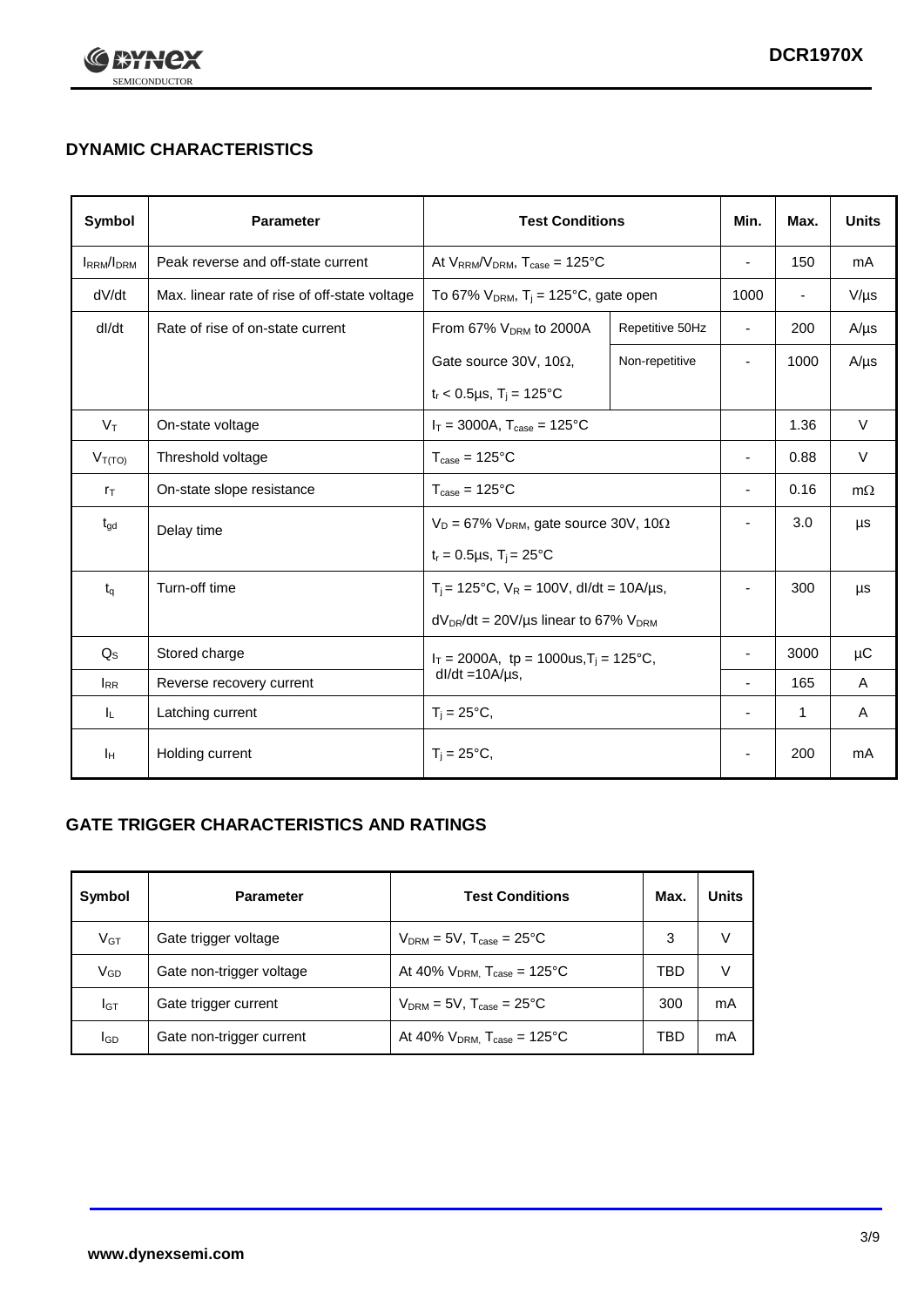## DYNAMIC CHARACTERISTICS

| Symbol | Parameter | Test Conditions | | Min. | Max. | Units |
|---|---|---|---|---|---|---|
| $I_{RRM}/I_{DRM}$ | Peak reverse and off-state current | At $V_{RRM}/V_{DRM}$, $T_{case}$ = 125°C | | - | 150 | mA |
| dV/dt | Max. linear rate of rise of off-state voltage | To 67% $V_{DRM}$, $T_j$ = 125°C, gate open | | 1000 | - | V/µs |
| dI/dt | Rate of rise of on-state current | From 67% $V_{DRM}$ to 2000A | Repetitive 50Hz | - | 200 | A/µs |
| | | Gate source 30V, 10Ω, $t_r$ < 0.5µs, $T_j$ = 125°C | Non-repetitive | - | 1000 | A/µs |
| $V_T$ | On-state voltage | $I_T$ = 3000A, $T_{case}$ = 125°C | | | 1.36 | V |
| $V_{T(TO)}$ | Threshold voltage | $T_{case}$ = 125°C | | - | 0.88 | V |
| $r_T$ | On-state slope resistance | $T_{case}$ = 125°C | | - | 0.16 | mΩ |
| $t_{gd}$ | Delay time | $V_D$ = 67% $V_{DRM}$, gate source 30V, 10Ω, $t_r$ = 0.5µs, $T_j$ = 25°C | | - | 3.0 | µs |
| $t_q$ | Turn-off time | $T_j$ = 125°C, $V_R$ = 100V, dI/dt = 10A/µs, $dV_{DR}/dt$ = 20V/µs linear to 67% $V_{DRM}$ | | - | 300 | µs |
| $Q_S$ | Stored charge | $I_T$ = 2000A, tp = 1000us, $T_j$ = 125°C, dI/dt =10A/µs, | | - | 3000 | µC |
| $I_{RR}$ | Reverse recovery current | | | - | 165 | A |
| $I_L$ | Latching current | $T_j$ = 25°C, | | - | 1 | A |
| $I_H$ | Holding current | $T_j$ = 25°C, | | - | 200 | mA |

## GATE TRIGGER CHARACTERISTICS AND RATINGS

| Symbol | Parameter | Test Conditions | Max. | Units |
|---|---|---|---|---|
| $V_{GT}$ | Gate trigger voltage | $V_{DRM}$ = 5V, $T_{case}$ = 25°C | 3 | V |
| $V_{GD}$ | Gate non-trigger voltage | At 40% $V_{DRM}$, $T_{case}$ = 125°C | TBD | V |
| $I_{GT}$ | Gate trigger current | $V_{DRM}$ = 5V, $T_{case}$ = 25°C | 300 | mA |
| $I_{GD}$ | Gate non-trigger current | At 40% $V_{DRM}$, $T_{case}$ = 125°C | TBD | mA |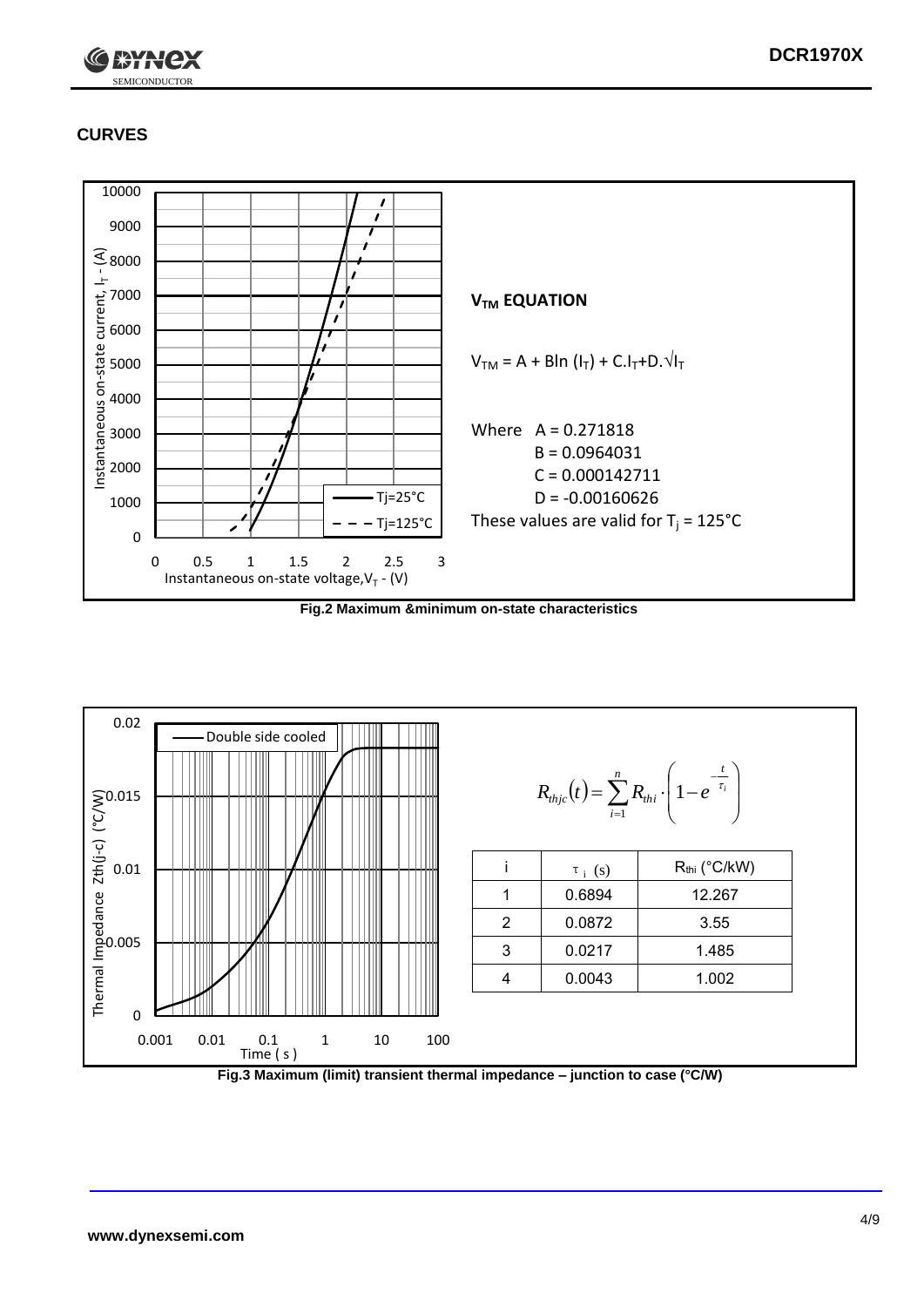## CURVES

### $V_{TM}$ EQUATION

$$V_{TM} = A + B\ln(I_T) + C.I_T + D.\sqrt{I_T}$$

Where A = 0.271818

B = 0.0964031

C = 0.000142711

D = -0.00160626

These values are valid for $T_j$ = 125°C

Fig.2 Maximum &minimum on-state characteristics

$$R_{thjc}(t) = \sum_{i=1}^{n} R_{thi} \cdot \left(1 - e^{-\frac{t}{\tau_i}}\right)$$

| i | $\tau_i$ (s) | $R_{thi}$ (°C/kW) |
|---|---|---|
| 1 | 0.6894 | 12.267 |
| 2 | 0.0872 | 3.55 |
| 3 | 0.0217 | 1.485 |
| 4 | 0.0043 | 1.002 |

Fig.3 Maximum (limit) transient thermal impedance – junction to case (°C/W)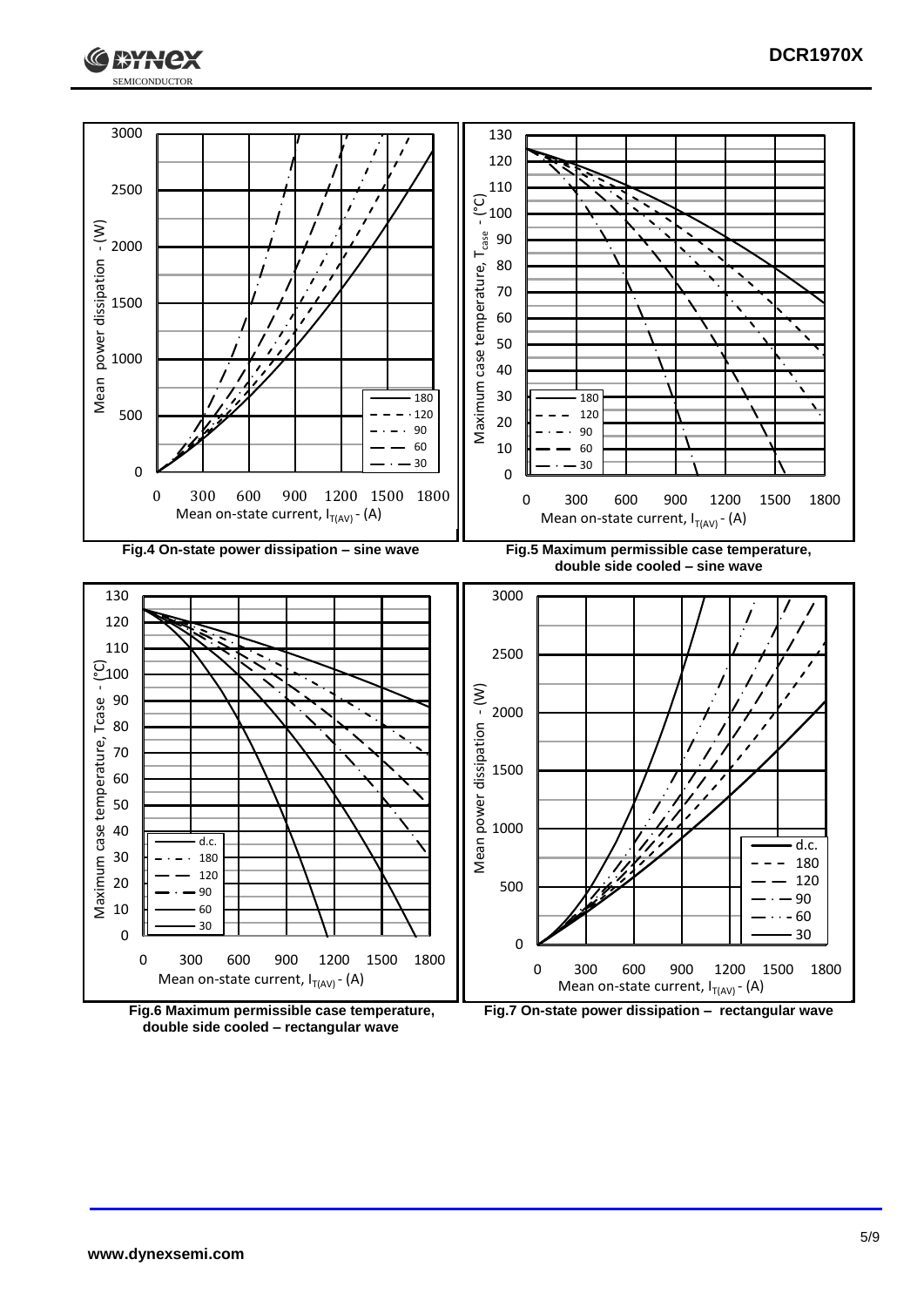Fig.4 On-state power dissipation – sine wave

Fig.5 Maximum permissible case temperature, double side cooled – sine wave

Fig.6 Maximum permissible case temperature, double side cooled – rectangular wave

Fig.7 On-state power dissipation – rectangular wave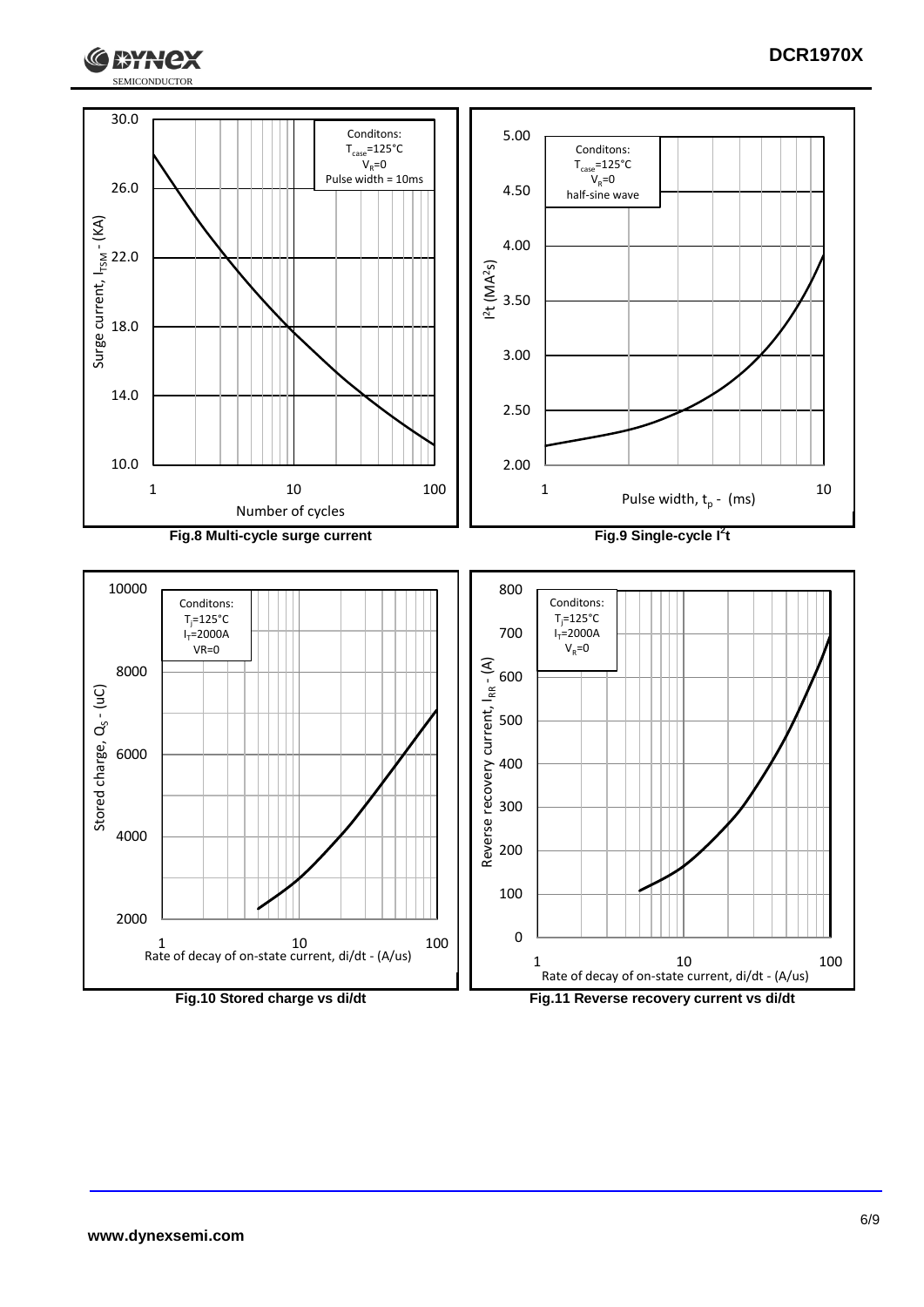| Number of cycles | Surge current, $I_{TSM}$ - (KA) |
|---|---|

Conditons:
$T_{case}$=125°C
$V_R$=0
Pulse width = 10ms

**Fig.8 Multi-cycle surge current**

Conditons:
$T_{case}$=125°C
$V_R$=0
half-sine wave

Pulse width, $t_p$ - (ms)

$I^2t$ ($MA^2s$)

**Fig.9 Single-cycle $I^2t$**

Conditons:
$T_j$=125°C
$I_T$=2000A
VR=0

Stored charge, $Q_S$ - (uC)

Rate of decay of on-state current, di/dt - (A/us)

**Fig.10 Stored charge vs di/dt**

Conditons:
$T_j$=125°C
$I_T$=2000A
$V_R$=0

Reverse recovery current, $I_{RR}$ - (A)

Rate of decay of on-state current, di/dt - (A/us)

**Fig.11 Reverse recovery current vs di/dt**

www.dynexsemi.com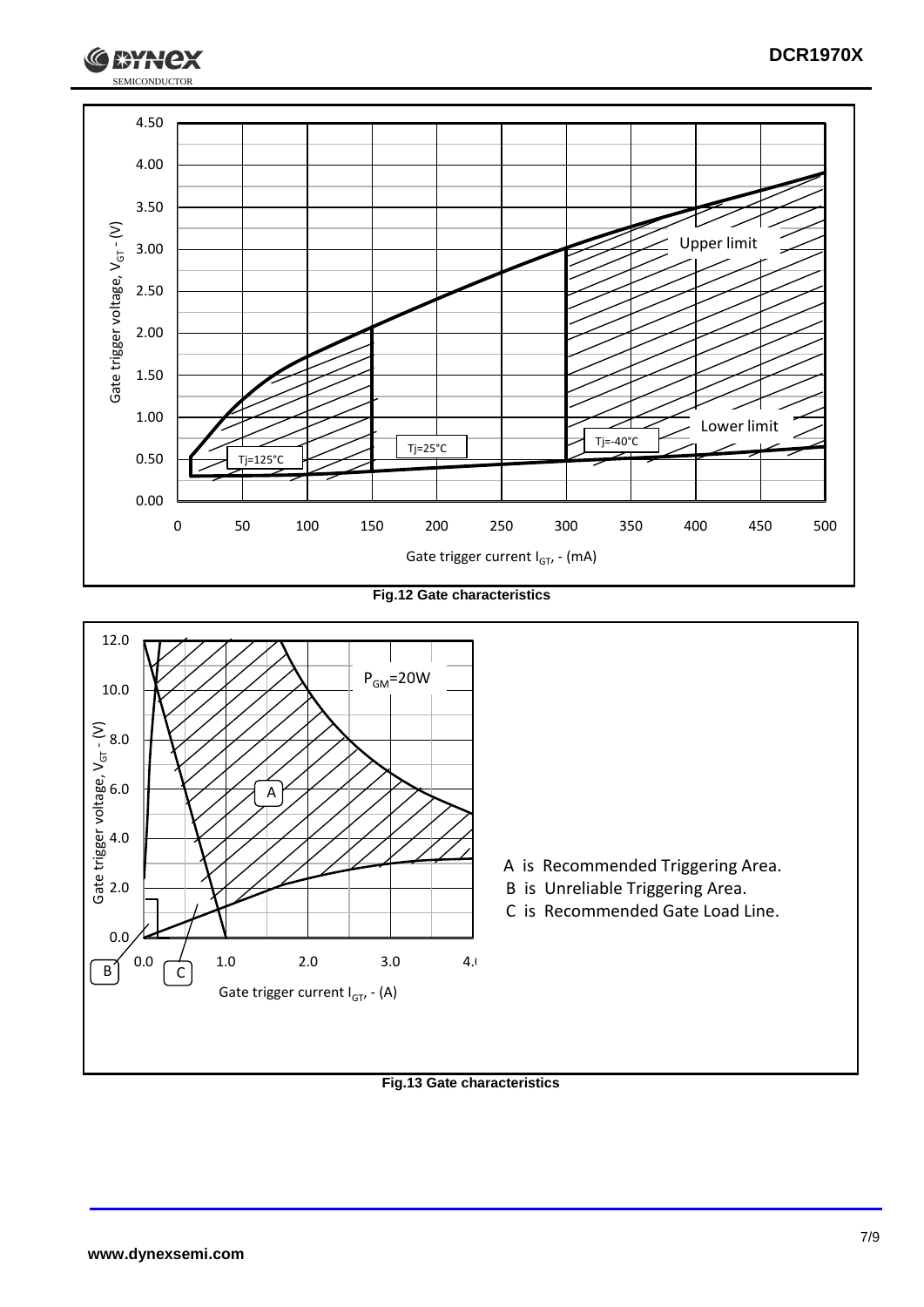Fig.12 Gate characteristics

A is Recommended Triggering Area.
B is Unreliable Triggering Area.
C is Recommended Gate Load Line.

Fig.13 Gate characteristics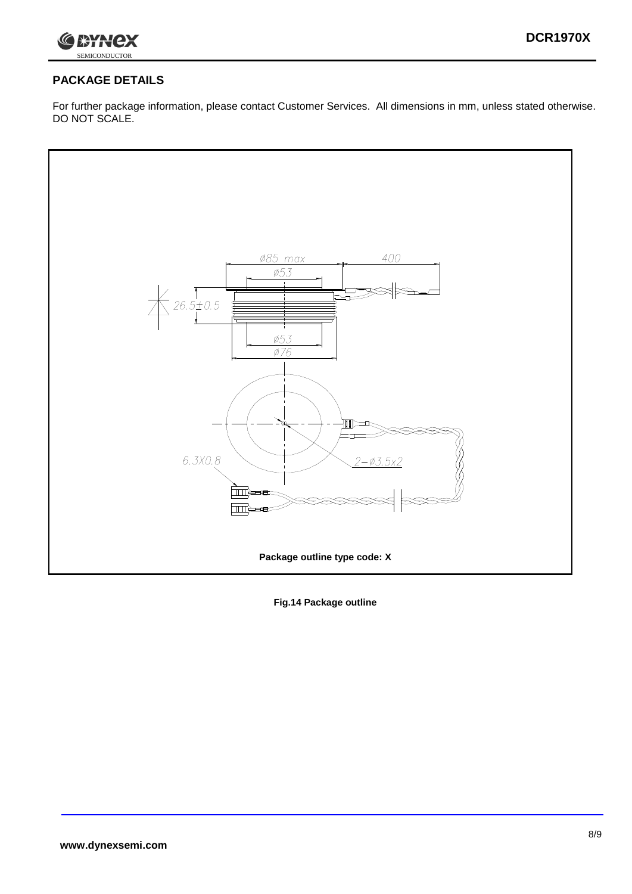## PACKAGE DETAILS

For further package information, please contact Customer Services. All dimensions in mm, unless stated otherwise. DO NOT SCALE.

Package outline type code: X

**Fig.14 Package outline**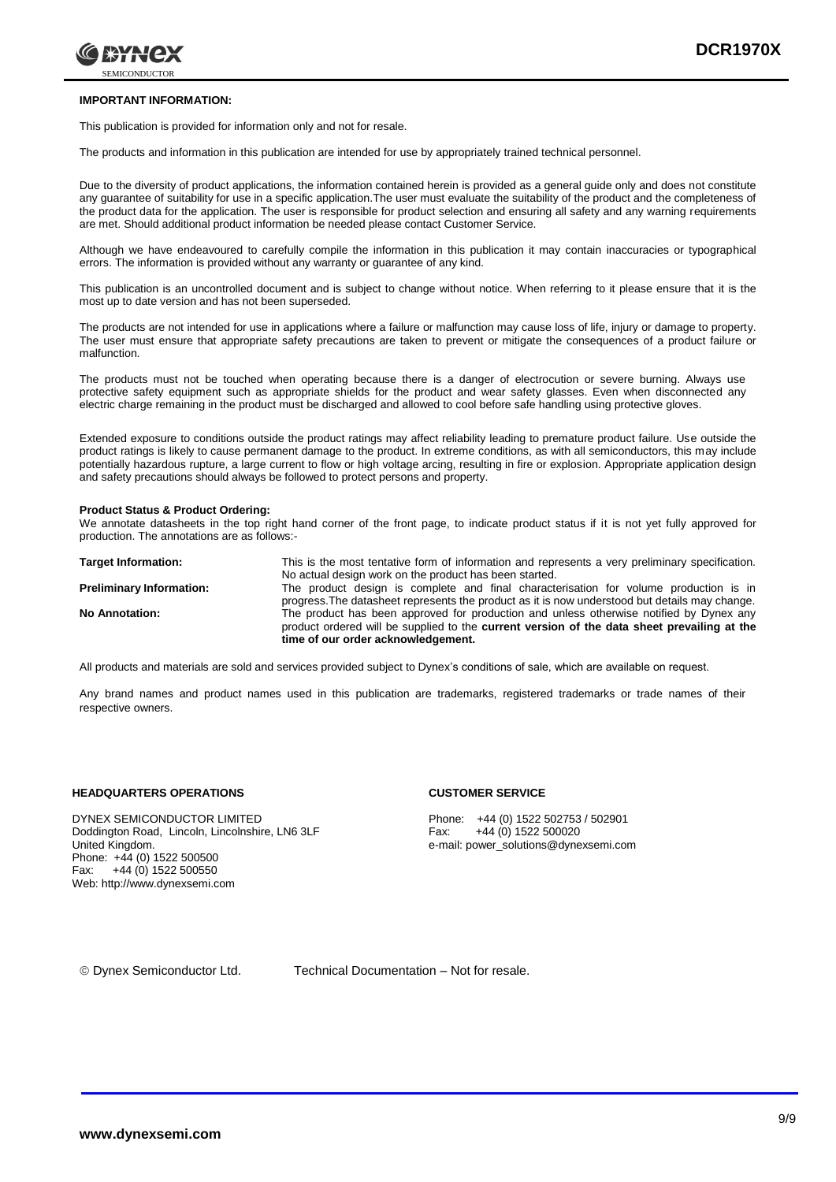**IMPORTANT INFORMATION:**

This publication is provided for information only and not for resale.

The products and information in this publication are intended for use by appropriately trained technical personnel.

Due to the diversity of product applications, the information contained herein is provided as a general guide only and does not constitute any guarantee of suitability for use in a specific application.The user must evaluate the suitability of the product and the completeness of the product data for the application. The user is responsible for product selection and ensuring all safety and any warning requirements are met. Should additional product information be needed please contact Customer Service.

Although we have endeavoured to carefully compile the information in this publication it may contain inaccuracies or typographical errors. The information is provided without any warranty or guarantee of any kind.

This publication is an uncontrolled document and is subject to change without notice. When referring to it please ensure that it is the most up to date version and has not been superseded.

The products are not intended for use in applications where a failure or malfunction may cause loss of life, injury or damage to property. The user must ensure that appropriate safety precautions are taken to prevent or mitigate the consequences of a product failure or malfunction.

The products must not be touched when operating because there is a danger of electrocution or severe burning. Always use protective safety equipment such as appropriate shields for the product and wear safety glasses. Even when disconnected any electric charge remaining in the product must be discharged and allowed to cool before safe handling using protective gloves.

Extended exposure to conditions outside the product ratings may affect reliability leading to premature product failure. Use outside the product ratings is likely to cause permanent damage to the product. In extreme conditions, as with all semiconductors, this may include potentially hazardous rupture, a large current to flow or high voltage arcing, resulting in fire or explosion. Appropriate application design and safety precautions should always be followed to protect persons and property.

**Product Status & Product Ordering:**

We annotate datasheets in the top right hand corner of the front page, to indicate product status if it is not yet fully approved for production. The annotations are as follows:-

| | |
|---|---|
| **Target Information:** | This is the most tentative form of information and represents a very preliminary specification. No actual design work on the product has been started. |
| **Preliminary Information:** | The product design is complete and final characterisation for volume production is in progress.The datasheet represents the product as it is now understood but details may change. |
| **No Annotation:** | The product has been approved for production and unless otherwise notified by Dynex any product ordered will be supplied to the **current version of the data sheet prevailing at the time of our order acknowledgement.** |

All products and materials are sold and services provided subject to Dynex's conditions of sale, which are available on request.

Any brand names and product names used in this publication are trademarks, registered trademarks or trade names of their respective owners.

**HEADQUARTERS OPERATIONS**

DYNEX SEMICONDUCTOR LIMITED
Doddington Road, Lincoln, Lincolnshire, LN6 3LF
United Kingdom.
Phone: +44 (0) 1522 500500
Fax: +44 (0) 1522 500550
Web: http://www.dynexsemi.com

**CUSTOMER SERVICE**

Phone: +44 (0) 1522 502753 / 502901
Fax: +44 (0) 1522 500020
e-mail: power_solutions@dynexsemi.com

© Dynex Semiconductor Ltd. Technical Documentation – Not for resale.